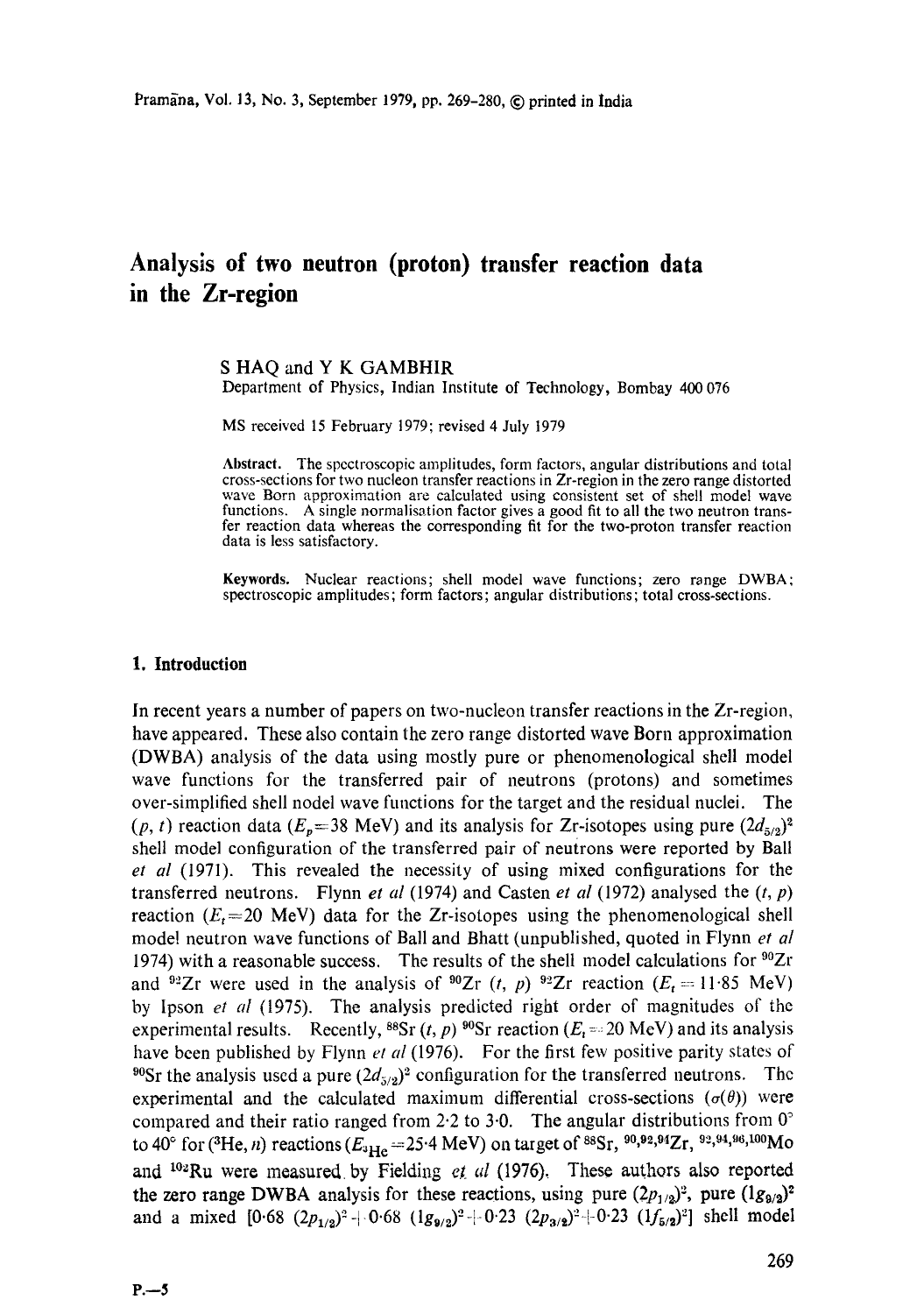# Analysis of two neutron (proton) transfer reaction data in the Zr-region

S HAQ and Y K GAMBHIR

Department of Physics, Indian Institute of Technology, Bombay 400 076

MS received 15 February 1979; revised 4 July 1979

**Abstract.** The spectroscopic amplitudes, form factors, angular distributions and total cross-sections for two nucleon transfer reactions in Zr-region in the zero range distorted wave Born approximation are calculated using consistent set of shell model wave functions. A single normalisation factor gives a good fit to all the two neutron transfer reaction data whereas the corresponding fit for the two-proton transfer reaction data is less satisfactory.

**Keywords.** Nuclear reactions; shell model wave functions; zero range DWBA; spectroscopic amplitudes; form factors; angular distributions; total cross-sections.

## 1. Introduction

In recent years a number of papers on two-nucleon transfer reactions in the Zr-region, have appeared. These also contain the zero range distorted wave Born approximation (DWBA) analysis of the data using mostly pure or phenomenological shell model wave functions for the transferred pair of neutrons (protons) and sometimes over-simplified shell nodel wave functions for the target and the residual nuclei. The $(p, t)$ reaction data ($E_p = 38$ MeV) and its analysis for Zr-isotopes using pure $(2d_{5/2})^2$ shell model configuration of the transferred pair of neutrons were reported by Ball *et al* (1971). This revealed the necessity of using mixed configurations for the transferred neutrons. Flynn *et al* (1974) and Casten *et al* (1972) analysed the $(t, p)$ reaction ($E_t = 20$ MeV) data for the Zr-isotopes using the phenomenological shell model neutron wave functions of Ball and Bhatt (unpublished, quoted in Flynn *et al* 1974) with a reasonable success. The results of the shell model calculations for $^{90}$Zr and $^{92}$Zr were used in the analysis of $^{90}$Zr $(t, p)$ $^{92}$Zr reaction ($E_t = 11{\cdot}85$ MeV) by Ipson *et al* (1975). The analysis predicted right order of magnitudes of the experimental results. Recently, $^{88}$Sr $(t, p)$ $^{90}$Sr reaction ($E_t = 20$ MeV) and its analysis have been published by Flynn *et al* (1976). For the first few positive parity states of $^{90}$Sr the analysis used a pure $(2d_{5/2})^2$ configuration for the transferred neutrons. The experimental and the calculated maximum differential cross-sections ($\sigma(\theta)$) were compared and their ratio ranged from 2·2 to 3·0. The angular distributions from 0° to 40° for ($^3$He, $n$) reactions ($E_{^3\text{He}} = 25{\cdot}4$ MeV) on target of $^{88}$Sr, $^{90,92,94}$Zr, $^{92,94,96,100}$Mo and $^{102}$Ru were measured by Fielding *et al* (1976). These authors also reported the zero range DWBA analysis for these reactions, using pure $(2p_{1/2})^2$, pure $(1g_{9/2})^2$ and a mixed $[0{\cdot}68\ (2p_{1/2})^2 + 0{\cdot}68\ (1g_{9/2})^2 + 0{\cdot}23\ (2p_{3/2})^2 + 0{\cdot}23\ (1f_{5/2})^2]$ shell model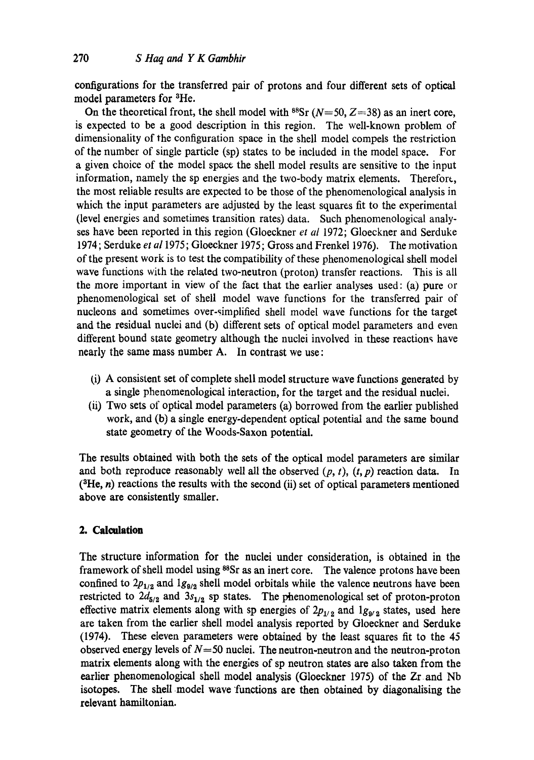configurations for the transferred pair of protons and four different sets of optical model parameters for $^3$He.

On the theoretical front, the shell model with $^{88}$Sr ($N=50$, $Z=38$) as an inert core, is expected to be a good description in this region. The well-known problem of dimensionality of the configuration space in the shell model compels the restriction of the number of single particle (sp) states to be included in the model space. For a given choice of the model space the shell model results are sensitive to the input information, namely the sp energies and the two-body matrix elements. Therefore, the most reliable results are expected to be those of the phenomenological analysis in which the input parameters are adjusted by the least squares fit to the experimental (level energies and sometimes transition rates) data. Such phenomenological analyses have been reported in this region (Gloeckner *et al* 1972; Gloeckner and Serduke 1974; Serduke *et al* 1975; Gloeckner 1975; Gross and Frenkel 1976). The motivation of the present work is to test the compatibility of these phenomenological shell model wave functions with the related two-neutron (proton) transfer reactions. This is all the more important in view of the fact that the earlier analyses used: (a) pure or phenomenological set of shell model wave functions for the transferred pair of nucleons and sometimes over-simplified shell model wave functions for the target and the residual nuclei and (b) different sets of optical model parameters and even different bound state geometry although the nuclei involved in these reactions have nearly the same mass number A. In contrast we use:

(i) A consistent set of complete shell model structure wave functions generated by a single phenomenological interaction, for the target and the residual nuclei.
(ii) Two sets of optical model parameters (a) borrowed from the earlier published work, and (b) a single energy-dependent optical potential and the same bound state geometry of the Woods-Saxon potential.

The results obtained with both the sets of the optical model parameters are similar and both reproduce reasonably well all the observed $(p, t)$, $(t, p)$ reaction data. In ($^3$He, $n$) reactions the results with the second (ii) set of optical parameters mentioned above are consistently smaller.

## 2. Calculation

The structure information for the nuclei under consideration, is obtained in the framework of shell model using $^{88}$Sr as an inert core. The valence protons have been confined to $2p_{1/2}$ and $1g_{9/2}$ shell model orbitals while the valence neutrons have been restricted to $2d_{5/2}$ and $3s_{1/2}$ sp states. The phenomenological set of proton-proton effective matrix elements along with sp energies of $2p_{1/2}$ and $1g_{9/2}$ states, used here are taken from the earlier shell model analysis reported by Gloeckner and Serduke (1974). These eleven parameters were obtained by the least squares fit to the 45 observed energy levels of $N=50$ nuclei. The neutron-neutron and the neutron-proton matrix elements along with the energies of sp neutron states are also taken from the earlier phenomenological shell model analysis (Gloeckner 1975) of the Zr and Nb isotopes. The shell model wave functions are then obtained by diagonalising the relevant hamiltonian.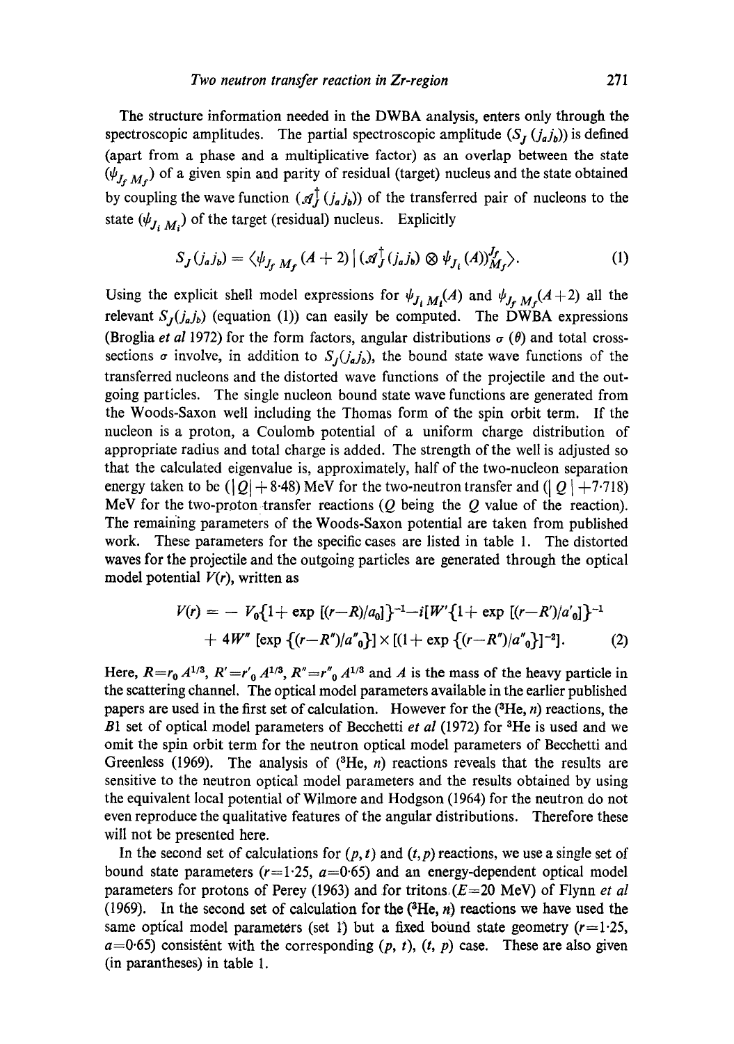The structure information needed in the DWBA analysis, enters only through the spectroscopic amplitudes. The partial spectroscopic amplitude ($S_J(j_a j_b)$) is defined (apart from a phase and a multiplicative factor) as an overlap between the state ($\psi_{J_f M_f}$) of a given spin and parity of residual (target) nucleus and the state obtained by coupling the wave function ($\mathscr{A}_J^\dagger(j_a j_b)$) of the transferred pair of nucleons to the state ($\psi_{J_i M_i}$) of the target (residual) nucleus. Explicitly

$$S_J(j_a j_b) = \langle \psi_{J_f M_f}(A+2) \,|\, (\mathscr{A}_J^\dagger(j_a j_b) \otimes \psi_{J_i}(A))^{J_f}_{M_f} \rangle. \tag{1}$$

Using the explicit shell model expressions for $\psi_{J_i M_i}(A)$ and $\psi_{J_f M_f}(A+2)$ all the relevant $S_J(j_a j_b)$ (equation (1)) can easily be computed. The DWBA expressions (Broglia *et al* 1972) for the form factors, angular distributions $\sigma(\theta)$ and total cross-sections $\sigma$ involve, in addition to $S_J(j_a j_b)$, the bound state wave functions of the transferred nucleons and the distorted wave functions of the projectile and the outgoing particles. The single nucleon bound state wave functions are generated from the Woods-Saxon well including the Thomas form of the spin orbit term. If the nucleon is a proton, a Coulomb potential of a uniform charge distribution of appropriate radius and total charge is added. The strength of the well is adjusted so that the calculated eigenvalue is, approximately, half of the two-nucleon separation energy taken to be ($|Q|+8{\cdot}48$) MeV for the two-neutron transfer and ($|Q|+7{\cdot}718$) MeV for the two-proton transfer reactions ($Q$ being the $Q$ value of the reaction). The remaining parameters of the Woods-Saxon potential are taken from published work. These parameters for the specific cases are listed in table 1. The distorted waves for the projectile and the outgoing particles are generated through the optical model potential $V(r)$, written as

$$V(r) = -V_0\{1+\exp[(r-R)/a_0]\}^{-1} - i[W'\{1+\exp[(r-R')/a'_0]\}^{-1} + 4W''[\exp\{(r-R'')/a''_0\}] \times [(1+\exp\{(r-R'')/a''_0\}]^{-2}]. \tag{2}$$

Here, $R=r_0 A^{1/3}$, $R'=r'_0 A^{1/3}$, $R''=r''_0 A^{1/3}$ and $A$ is the mass of the heavy particle in the scattering channel. The optical model parameters available in the earlier published papers are used in the first set of calculation. However for the ($^3$He, $n$) reactions, the $B1$ set of optical model parameters of Becchetti *et al* (1972) for $^3$He is used and we omit the spin orbit term for the neutron optical model parameters of Becchetti and Greenless (1969). The analysis of ($^3$He, $n$) reactions reveals that the results are sensitive to the neutron optical model parameters and the results obtained by using the equivalent local potential of Wilmore and Hodgson (1964) for the neutron do not even reproduce the qualitative features of the angular distributions. Therefore these will not be presented here.

In the second set of calculations for $(p, t)$ and $(t, p)$ reactions, we use a single set of bound state parameters ($r=1{\cdot}25$, $a=0{\cdot}65$) and an energy-dependent optical model parameters for protons of Perey (1963) and for tritons ($E=20$ MeV) of Flynn *et al* (1969). In the second set of calculation for the ($^3$He, $n$) reactions we have used the same optical model parameters (set 1) but a fixed bound state geometry ($r=1{\cdot}25$, $a=0{\cdot}65$) consistent with the corresponding $(p, t)$, $(t, p)$ case. These are also given (in parantheses) in table 1.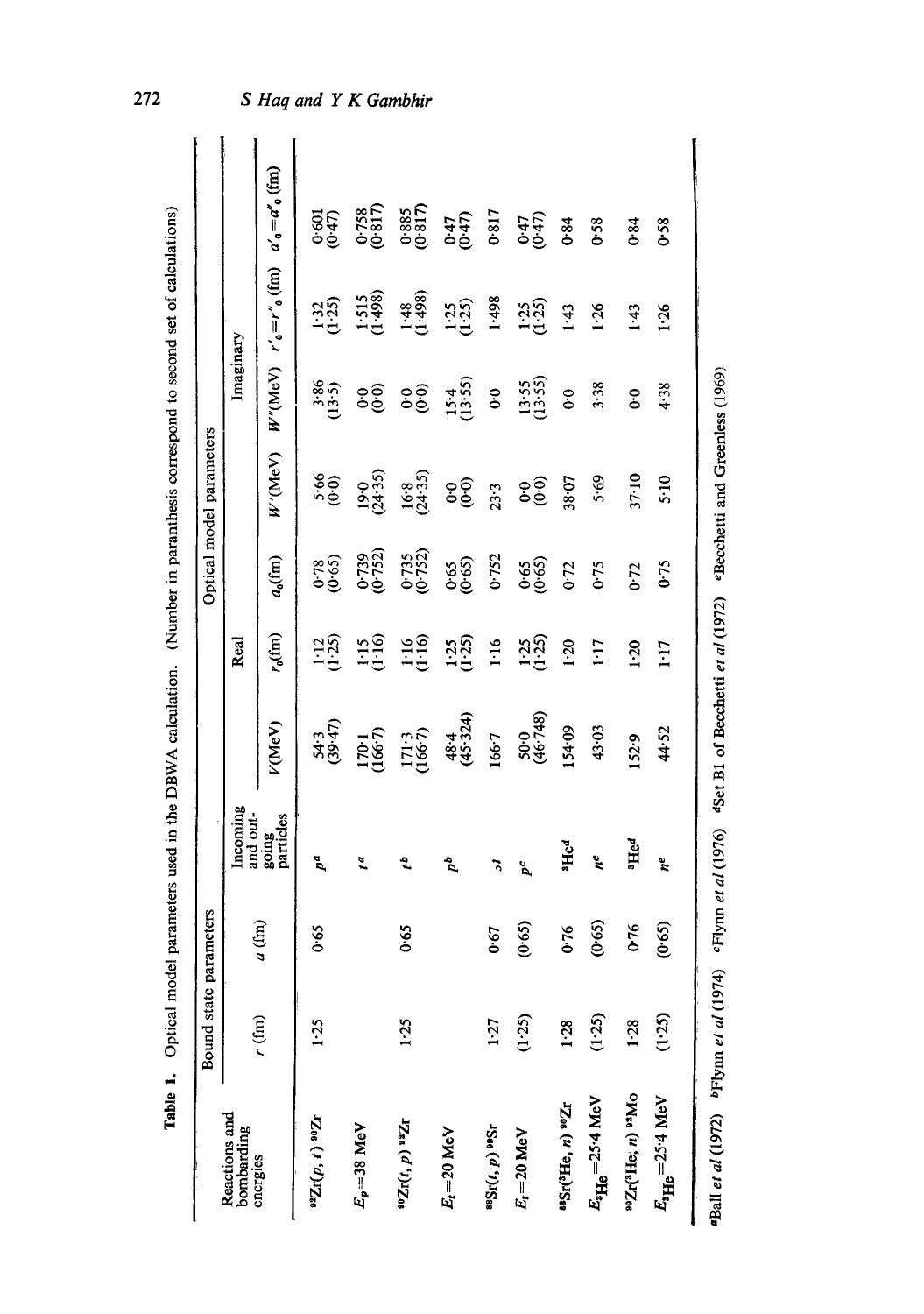**Table 1.** Optical model parameters used in the DBWA calculation. (Number in paranthesis correspond to second set of calculations)

| Reactions and bombarding energies | Bound state parameters | | Incoming and out-going particles | Optical model parameters | | | | | | |
|---|---|---|---|---|---|---|---|---|---|---|
| | | | | Real | | | Imaginary | | | |
| | $r$ (fm) | $a$ (fm) | | $V$(MeV) | $r_0$(fm) | $a_0$(fm) | $W'$(MeV) | $W''$(MeV) | $r'_0=r''_0$ (fm) | $a'_0=a''_0$ (fm) |
| $^{92}$Zr$(p, t)$ $^{90}$Zr | 1·25 | 0·65 | $p^a$ | 54·3 (39·47) | 1·12 (1·25) | 0·78 (0·65) | 5·66 (0·0) | 3·86 (13·5) | 1·32 (1·25) | 0·601 (0·47) |
| $E_p = 38$ MeV | | | $t^a$ | 170·1 (166·7) | 1·15 (1·16) | 0·739 (0·752) | 19·0 (24·35) | 0·0 (0·0) | 1·515 (1·498) | 0·758 (0·817) |
| $^{90}$Zr$(t, p)$ $^{92}$Zr | 1·25 | 0·65 | $t^b$ | 171·3 (166·7) | 1·16 (1·16) | 0·735 (0·752) | 16·8 (24·35) | 0·0 (0·0) | 1·48 (1·498) | 0·885 (0·817) |
| $E_t = 20$ MeV | | | $p^b$ | 48·4 (45·324) | 1·25 (1·25) | 0·65 (0·65) | 0·0 (0·0) | 15·4 (13·55) | 1·25 (1·25) | 0·47 (0·47) |
| $^{88}$Sr$(t, p)$ $^{90}$Sr | 1·27 | 0·67 | $t^f$ | 166·7 | 1·16 | 0·752 | 23·3 | 0·0 | 1·498 | 0·817 |
| $E_t = 20$ MeV | (1·25) | (0·65) | $p^c$ | 50·0 (46·748) | 1·25 (1·25) | 0·65 (0·65) | 0·0 (0·0) | 13·55 (13·55) | 1·25 (1·25) | 0·47 (0·47) |
| $^{88}$Sr$(^3$He$, n)$ $^{90}$Zr | 1·28 | 0·76 | $^3$He$^d$ | 154·09 | 1·20 | 0·72 | 38·07 | 0·0 | 1·43 | 0·84 |
| $E_{^3\mathrm{He}} = 25·4$ MeV | (1·25) | (0·65) | $n^e$ | 43·03 | 1·17 | 0·75 | 5·69 | 3·38 | 1·26 | 0·58 |
| $^{90}$Zr$(^3$He$, n)$ $^{92}$Mo | 1·28 | 0·76 | $^3$He$^d$ | 152·9 | 1·20 | 0·72 | 37·10 | 0·0 | 1·43 | 0·84 |
| $E_{^3\mathrm{He}} = 25·4$ MeV | (1·25) | (0·65) | $n^e$ | 44·52 | 1·17 | 0·75 | 5·10 | 4·38 | 1·26 | 0·58 |

[a]Ball *et al* (1972) [b]Flynn *et al* (1974) [c]Flynn *et al* (1976) [d]Set B1 of Becchetti *et al* (1972) [e]Becchetti and Greenless (1969)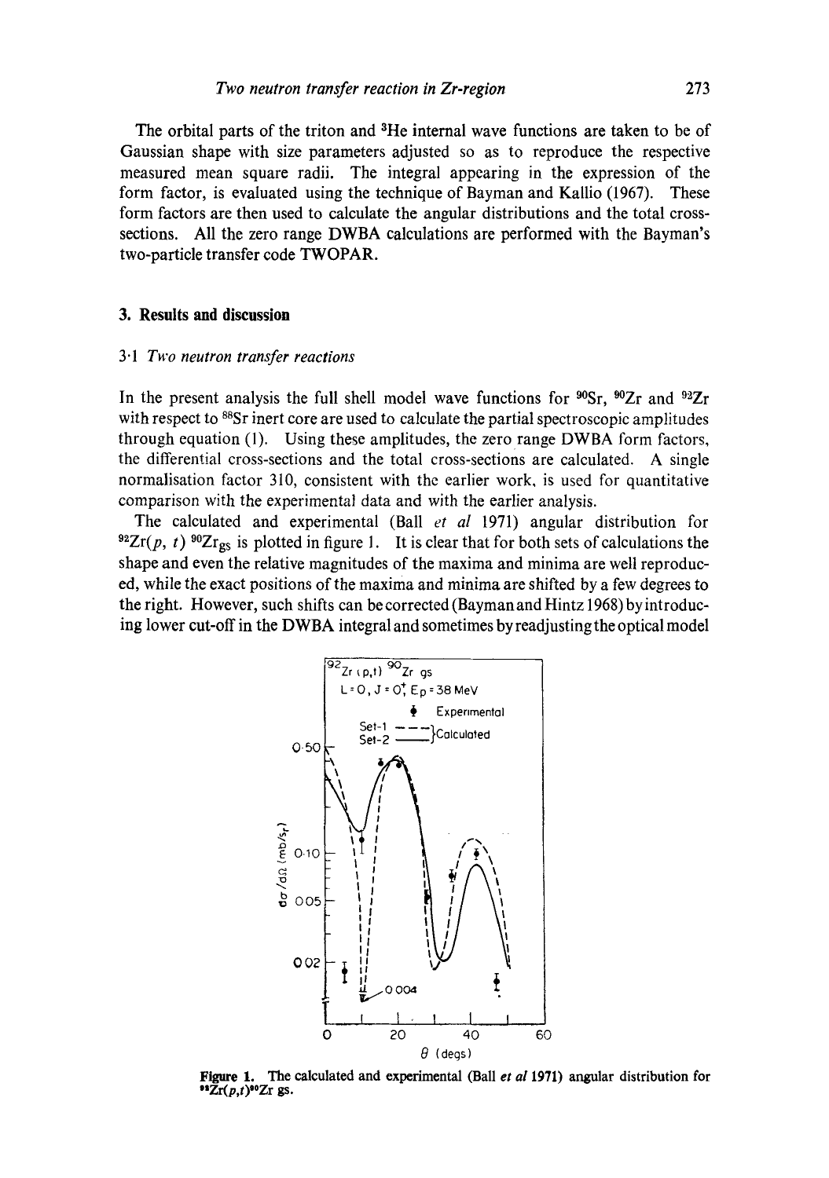The orbital parts of the triton and $^3He$ internal wave functions are taken to be of Gaussian shape with size parameters adjusted so as to reproduce the respective measured mean square radii. The integral appearing in the expression of the form factor, is evaluated using the technique of Bayman and Kallio (1967). These form factors are then used to calculate the angular distributions and the total cross-sections. All the zero range DWBA calculations are performed with the Bayman's two-particle transfer code TWOPAR.

## 3. Results and discussion

### 3·1 *Two neutron transfer reactions*

In the present analysis the full shell model wave functions for $^{90}Sr$, $^{90}Zr$ and $^{92}Zr$ with respect to $^{88}Sr$ inert core are used to calculate the partial spectroscopic amplitudes through equation (1). Using these amplitudes, the zero range DWBA form factors, the differential cross-sections and the total cross-sections are calculated. A single normalisation factor 310, consistent with the earlier work, is used for quantitative comparison with the experimental data and with the earlier analysis.

The calculated and experimental (Ball *et al* 1971) angular distribution for $^{92}Zr(p, t)\,^{90}Zr_{gs}$ is plotted in figure 1. It is clear that for both sets of calculations the shape and even the relative magnitudes of the maxima and minima are well reproduced, while the exact positions of the maxima and minima are shifted by a few degrees to the right. However, such shifts can be corrected (Bayman and Hintz 1968) by introducing lower cut-off in the DWBA integral and sometimes by readjusting the optical model

**Figure 1.** The calculated and experimental (Ball *et al* 1971) angular distribution for $^{92}Zr(p,t)^{90}Zr$ gs.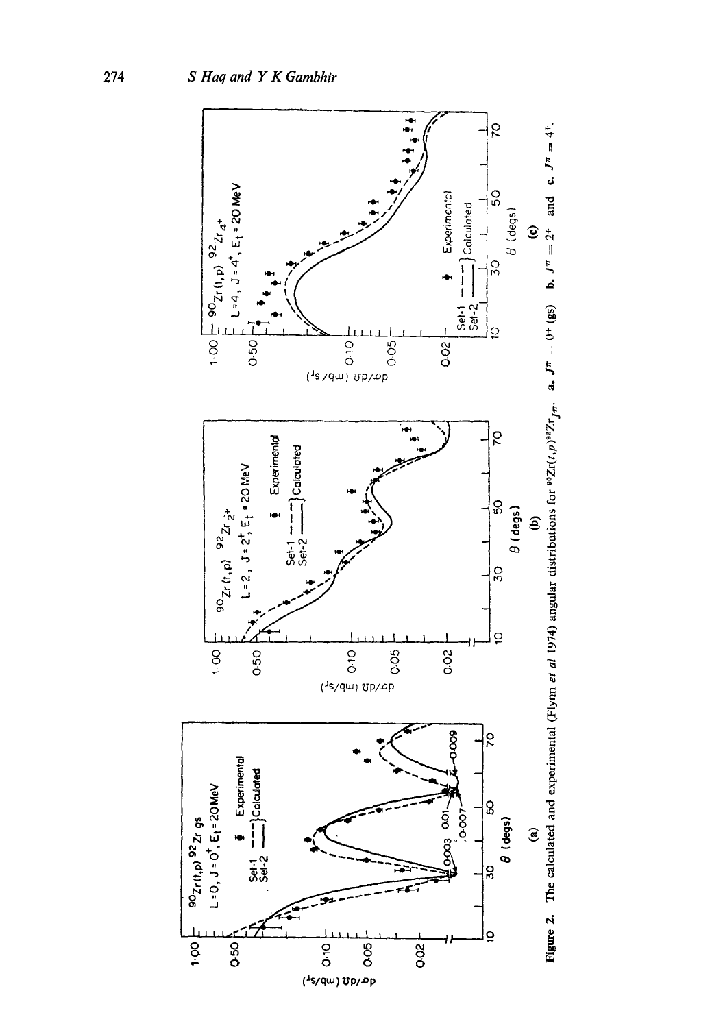**Figure 2.** The calculated and experimental (Flynn *et al* 1974) angular distributions for $^{90}Zr(t,p)^{92}Zr_{J^\pi}$. **a.** $J^\pi = 0^+$ (gs) **b.** $J^\pi = 2^+$ and **c.** $J^\pi = 4^+$.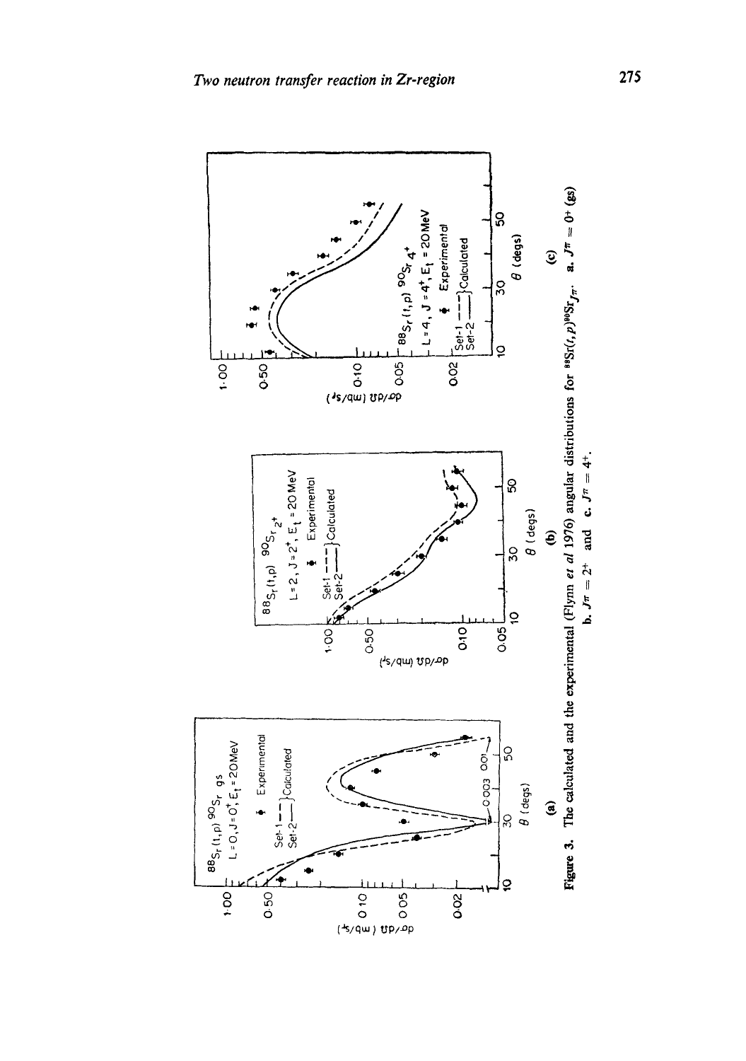Figure 3. The calculated and the experimental (Flynn *et al* 1976) angular distributions for $^{88}Sr(t,p)^{90}Sr_{J^\pi}$. a. $J^\pi = 0^+$ (gs) b. $J^\pi = 2^+$ and c. $J^\pi = 4^+$.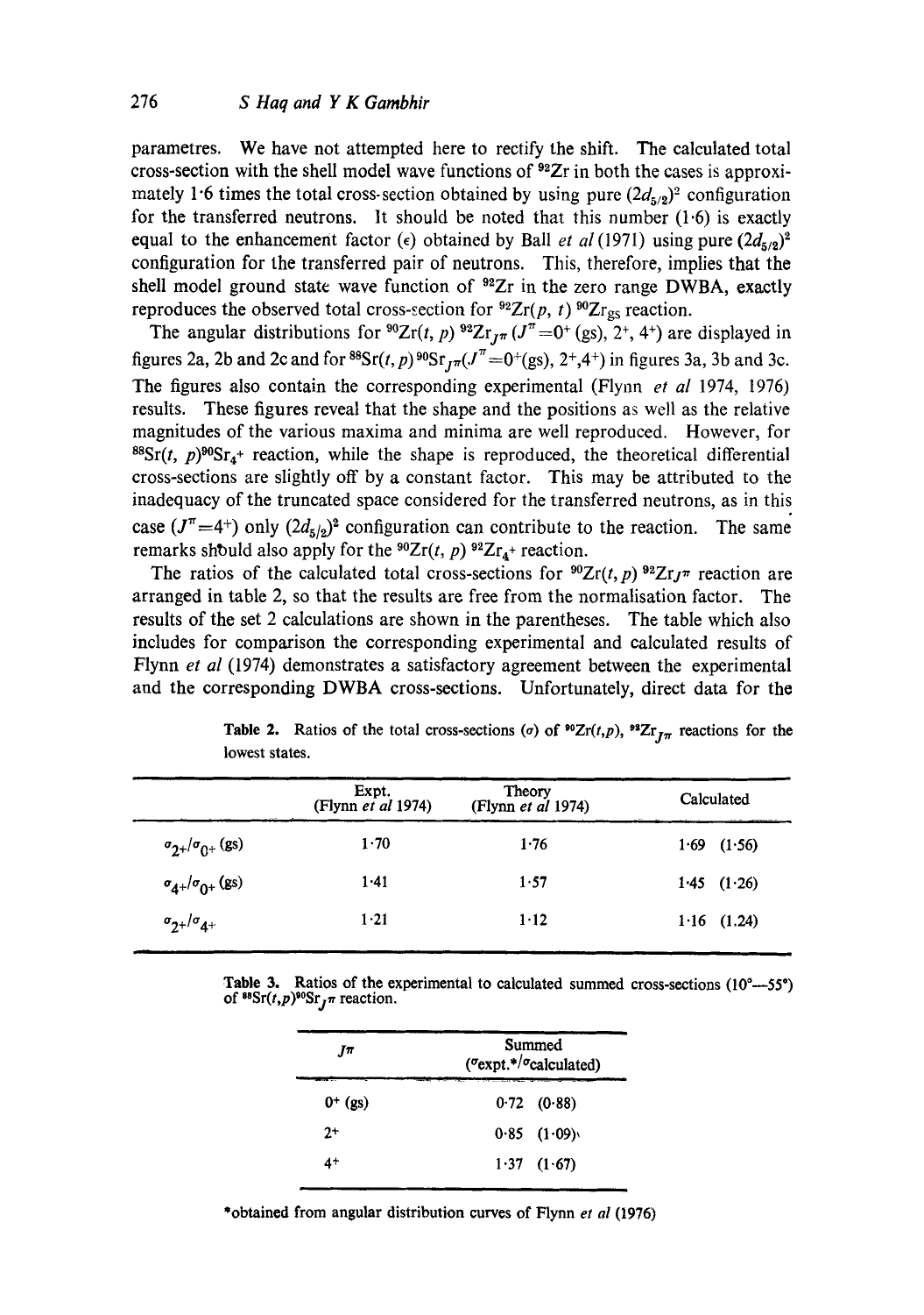parametres. We have not attempted here to rectify the shift. The calculated total cross-section with the shell model wave functions of $^{92}$Zr in both the cases is approximately 1·6 times the total cross-section obtained by using pure $(2d_{5/2})^2$ configuration for the transferred neutrons. It should be noted that this number (1·6) is exactly equal to the enhancement factor ($\epsilon$) obtained by Ball *et al* (1971) using pure $(2d_{5/2})^2$ configuration for the transferred pair of neutrons. This, therefore, implies that the shell model ground state wave function of $^{92}$Zr in the zero range DWBA, exactly reproduces the observed total cross-section for $^{92}$Zr$(p, t)\,^{90}$Zr$_{gs}$ reaction.

The angular distributions for $^{90}$Zr$(t, p)\,^{92}$Zr$_{J^\pi}$ ($J^\pi = 0^+$ (gs), $2^+$, $4^+$) are displayed in figures 2a, 2b and 2c and for $^{88}$Sr$(t, p)\,^{90}$Sr$_{J^\pi}$($J^\pi = 0^+$(gs), $2^+$,$4^+$) in figures 3a, 3b and 3c. The figures also contain the corresponding experimental (Flynn *et al* 1974, 1976) results. These figures reveal that the shape and the positions as well as the relative magnitudes of the various maxima and minima are well reproduced. However, for $^{88}$Sr$(t, p)^{90}$Sr$_{4^+}$ reaction, while the shape is reproduced, the theoretical differential cross-sections are slightly off by a constant factor. This may be attributed to the inadequacy of the truncated space considered for the transferred neutrons, as in this case ($J^\pi = 4^+$) only $(2d_{5/2})^2$ configuration can contribute to the reaction. The same remarks should also apply for the $^{90}$Zr$(t, p)\,^{92}$Zr$_{4^+}$ reaction.

The ratios of the calculated total cross-sections for $^{90}$Zr$(t, p)\,^{92}$Zr$_{J^\pi}$ reaction are arranged in table 2, so that the results are free from the normalisation factor. The results of the set 2 calculations are shown in the parentheses. The table which also includes for comparison the corresponding experimental and calculated results of Flynn *et al* (1974) demonstrates a satisfactory agreement between the experimental and the corresponding DWBA cross-sections. Unfortunately, direct data for the

**Table 2.** Ratios of the total cross-sections ($\sigma$) of $^{90}$Zr$(t,p)$, $^{92}$Zr$_{J^\pi}$ reactions for the lowest states.

| | Expt. (Flynn *et al* 1974) | Theory (Flynn *et al* 1974) | Calculated |
|---|---|---|---|
| $\sigma_{2^+}/\sigma_{0^+}$ (gs) | 1·70 | 1·76 | 1·69 (1·56) |
| $\sigma_{4^+}/\sigma_{0^+}$ (gs) | 1·41 | 1·57 | 1·45 (1·26) |
| $\sigma_{2^+}/\sigma_{4^+}$ | 1·21 | 1·12 | 1·16 (1.24) |

**Table 3.** Ratios of the experimental to calculated summed cross-sections (10°—55°) of $^{88}$Sr$(t,p)^{90}$Sr$_{J^\pi}$ reaction.

| $J\pi$ | Summed ($\sigma_{\text{expt.}*}/\sigma_{\text{calculated}}$) |
|---|---|
| $0^+$ (gs) | 0·72 (0·88) |
| $2^+$ | 0·85 (1·09) |
| $4^+$ | 1·37 (1·67) |

*obtained from angular distribution curves of Flynn *et al* (1976)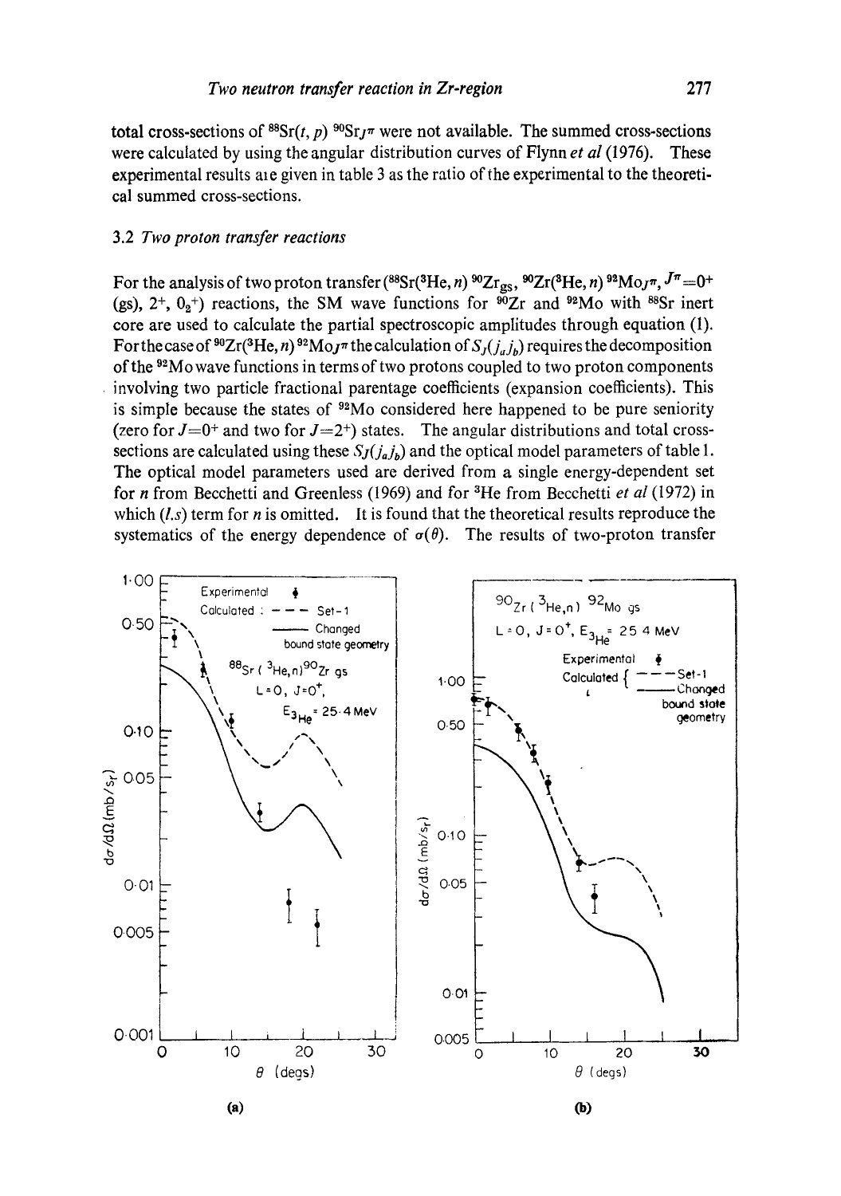total cross-sections of $^{88}Sr(t, p)$ $^{90}Sr_{J^\pi}$ were not available. The summed cross-sections were calculated by using the angular distribution curves of Flynn *et al* (1976). These experimental results are given in table 3 as the ratio of the experimental to the theoretical summed cross-sections.

### 3.2 *Two proton transfer reactions*

For the analysis of two proton transfer ($^{88}Sr(^3He, n)$ $^{90}Zr_{gs}$, $^{90}Zr(^3He, n)$ $^{92}Mo_{J^\pi}$, $J^\pi = 0^+$ (gs), $2^+$, $0_2^+$) reactions, the SM wave functions for $^{90}Zr$ and $^{92}Mo$ with $^{88}Sr$ inert core are used to calculate the partial spectroscopic amplitudes through equation (1). For the case of $^{90}Zr(^3He, n)$ $^{92}Mo_{J^\pi}$ the calculation of $S_J(j_a j_b)$ requires the decomposition of the $^{92}Mo$ wave functions in terms of two protons coupled to two proton components involving two particle fractional parentage coefficients (expansion coefficients). This is simple because the states of $^{92}Mo$ considered here happened to be pure seniority (zero for $J = 0^+$ and two for $J = 2^+$) states. The angular distributions and total cross-sections are calculated using these $S_J(j_a j_b)$ and the optical model parameters of table 1. The optical model parameters used are derived from a single energy-dependent set for $n$ from Becchetti and Greenless (1969) and for $^3He$ from Becchetti *et al* (1972) in which $(l.s)$ term for $n$ is omitted. It is found that the theoretical results reproduce the systematics of the energy dependence of $\sigma(\theta)$. The results of two-proton transfer

(a)

(b)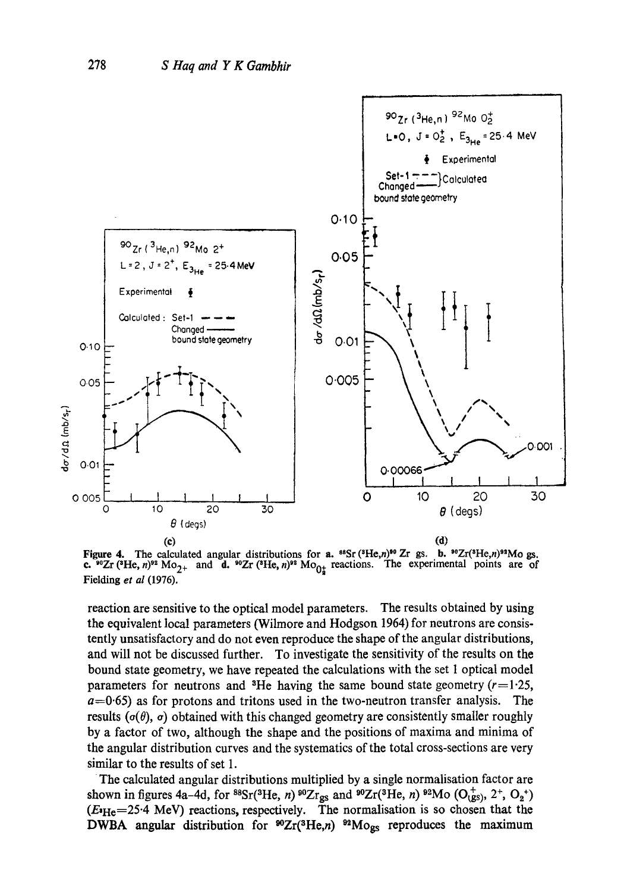**Figure 4.** The calculated angular distributions for **a.** $^{88}$Sr ($^3$He,$n$)$^{90}$ Zr gs. **b.** $^{90}$Zr($^3$He,$n$)$^{92}$Mo gs. **c.** $^{90}$Zr ($^3$He, $n$)$^{92}$ $Mo_{2+}$ and **d.** $^{90}$Zr ($^3$He, $n$)$^{92}$ $Mo_{0_2^+}$ reactions. The experimental points are of Fielding *et al* (1976).

reaction are sensitive to the optical model parameters. The results obtained by using the equivalent local parameters (Wilmore and Hodgson 1964) for neutrons are consistently unsatisfactory and do not even reproduce the shape of the angular distributions, and will not be discussed further. To investigate the sensitivity of the results on the bound state geometry, we have repeated the calculations with the set 1 optical model parameters for neutrons and $^3$He having the same bound state geometry ($r$=1·25, $a$=0·65) as for protons and tritons used in the two-neutron transfer analysis. The results ($\sigma(\theta)$, $\sigma$) obtained with this changed geometry are consistently smaller roughly by a factor of two, although the shape and the positions of maxima and minima of the angular distribution curves and the systematics of the total cross-sections are very similar to the results of set 1.

The calculated angular distributions multiplied by a single normalisation factor are shown in figures 4a–4d, for $^{88}$Sr($^3$He, $n$) $^{90}$Zr$_{gs}$ and $^{90}$Zr($^3$He, $n$) $^{92}$Mo ($0^+_{(gs)}$, $2^+$, $0_2{}^+$) ($E_{^3He}$=25·4 MeV) reactions, respectively. The normalisation is so chosen that the DWBA angular distribution for $^{90}$Zr($^3$He,$n$) $^{92}$Mo$_{gs}$ reproduces the maximum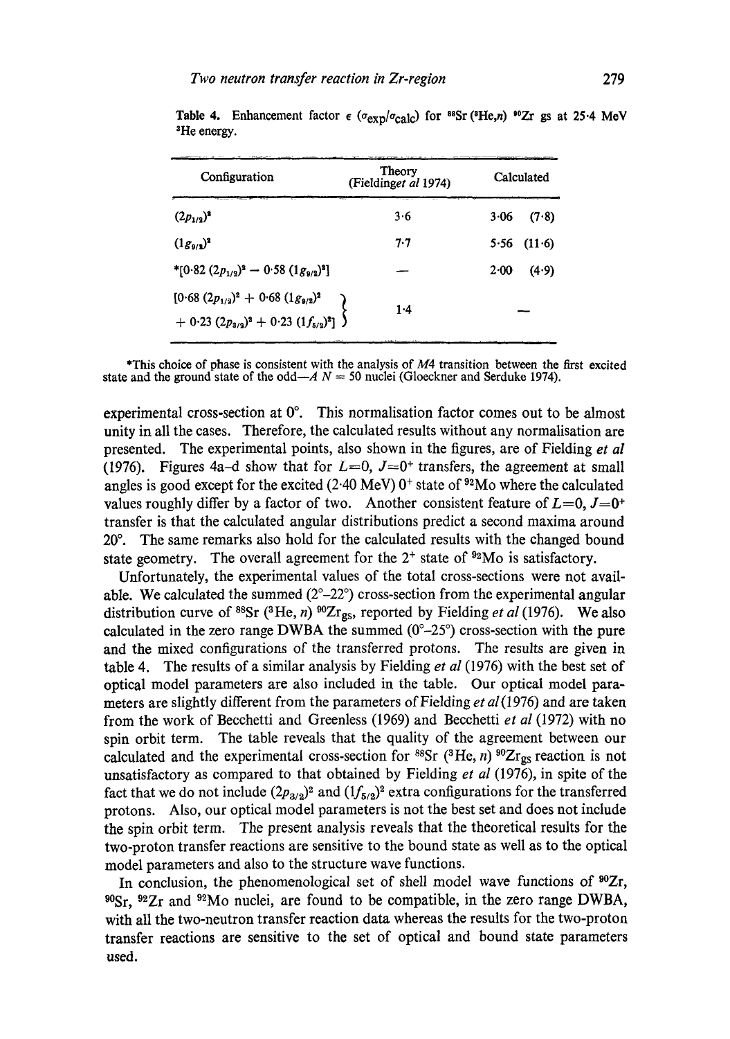Table 4. Enhancement factor $\epsilon$ ($\sigma_{\text{exp}}/\sigma_{\text{calc}}$) for $^{88}$Sr ($^{3}$He,$n$) $^{90}$Zr gs at 25·4 MeV $^{3}$He energy.

| Configuration | Theory (Fieldinget *al* 1974) | Calculated |
|---|---|---|
| $(2p_{1/2})^2$ | 3·6 | 3·06 (7·8) |
| $(1g_{9/2})^2$ | 7·7 | 5·56 (11·6) |
| *$[0{\cdot}82\,(2p_{1/2})^2 - 0{\cdot}58\,(1g_{9/2})^2]$ | — | 2·00 (4·9) |
| $[0{\cdot}68\,(2p_{1/2})^2 + 0{\cdot}68\,(1g_{9/2})^2 + 0{\cdot}23\,(2p_{3/2})^2 + 0{\cdot}23\,(1f_{5/2})^2]$ | 1·4 | — |

*This choice of phase is consistent with the analysis of $M4$ transition between the first excited state and the ground state of the odd—$A$ $N = 50$ nuclei (Gloeckner and Serduke 1974).

experimental cross-section at 0°. This normalisation factor comes out to be almost unity in all the cases. Therefore, the calculated results without any normalisation are presented. The experimental points, also shown in the figures, are of Fielding *et al* (1976). Figures 4a–d show that for $L=0$, $J=0^+$ transfers, the agreement at small angles is good except for the excited (2·40 MeV) $0^+$ state of $^{92}$Mo where the calculated values roughly differ by a factor of two. Another consistent feature of $L=0$, $J=0^+$ transfer is that the calculated angular distributions predict a second maxima around 20°. The same remarks also hold for the calculated results with the changed bound state geometry. The overall agreement for the $2^+$ state of $^{92}$Mo is satisfactory.

Unfortunately, the experimental values of the total cross-sections were not available. We calculated the summed (2°–22°) cross-section from the experimental angular distribution curve of $^{88}$Sr ($^{3}$He, $n$) $^{90}$Zr$_{\text{gs}}$, reported by Fielding *et al* (1976). We also calculated in the zero range DWBA the summed (0°–25°) cross-section with the pure and the mixed configurations of the transferred protons. The results are given in table 4. The results of a similar analysis by Fielding *et al* (1976) with the best set of optical model parameters are also included in the table. Our optical model parameters are slightly different from the parameters of Fielding *et al* (1976) and are taken from the work of Becchetti and Greenless (1969) and Becchetti *et al* (1972) with no spin orbit term. The table reveals that the quality of the agreement between our calculated and the experimental cross-section for $^{88}$Sr ($^{3}$He, $n$) $^{90}$Zr$_{\text{gs}}$ reaction is not unsatisfactory as compared to that obtained by Fielding *et al* (1976), in spite of the fact that we do not include $(2p_{3/2})^2$ and $(1f_{5/2})^2$ extra configurations for the transferred protons. Also, our optical model parameters is not the best set and does not include the spin orbit term. The present analysis reveals that the theoretical results for the two-proton transfer reactions are sensitive to the bound state as well as to the optical model parameters and also to the structure wave functions.

In conclusion, the phenomenological set of shell model wave functions of $^{90}$Zr, $^{90}$Sr, $^{92}$Zr and $^{92}$Mo nuclei, are found to be compatible, in the zero range DWBA, with all the two-neutron transfer reaction data whereas the results for the two-proton transfer reactions are sensitive to the set of optical and bound state parameters used.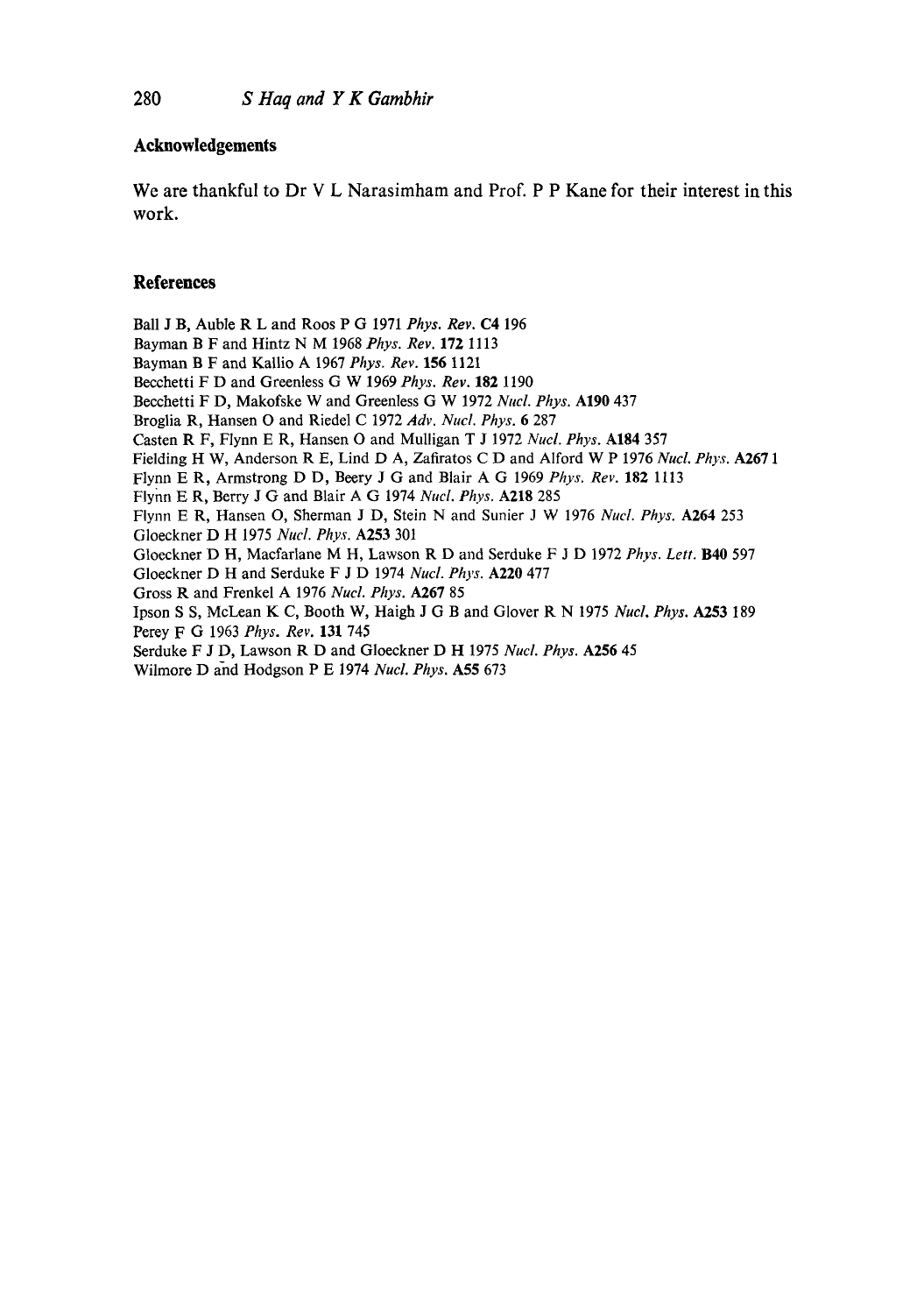## Acknowledgements

We are thankful to Dr V L Narasimham and Prof. P P Kane for their interest in this work.

## References

Ball J B, Auble R L and Roos P G 1971 *Phys. Rev.* **C4** 196

Bayman B F and Hintz N M 1968 *Phys. Rev.* **172** 1113

Bayman B F and Kallio A 1967 *Phys. Rev.* **156** 1121

Becchetti F D and Greenless G W 1969 *Phys. Rev.* **182** 1190

Becchetti F D, Makofske W and Greenless G W 1972 *Nucl. Phys.* **A190** 437

Broglia R, Hansen O and Riedel C 1972 *Adv. Nucl. Phys.* **6** 287

Casten R F, Flynn E R, Hansen O and Mulligan T J 1972 *Nucl. Phys.* **A184** 357

Fielding H W, Anderson R E, Lind D A, Zafiratos C D and Alford W P 1976 *Nucl. Phys.* **A267** 1

Flynn E R, Armstrong D D, Beery J G and Blair A G 1969 *Phys. Rev.* **182** 1113

Flynn E R, Berry J G and Blair A G 1974 *Nucl. Phys.* **A218** 285

Flynn E R, Hansen O, Sherman J D, Stein N and Sunier J W 1976 *Nucl. Phys.* **A264** 253

Gloeckner D H 1975 *Nucl. Phys.* **A253** 301

Gloeckner D H, Macfarlane M H, Lawson R D and Serduke F J D 1972 *Phys. Lett.* **B40** 597

Gloeckner D H and Serduke F J D 1974 *Nucl. Phys.* **A220** 477

Gross R and Frenkel A 1976 *Nucl. Phys.* **A267** 85

Ipson S S, McLean K C, Booth W, Haigh J G B and Glover R N 1975 *Nucl. Phys.* **A253** 189

Perey F G 1963 *Phys. Rev.* **131** 745

Serduke F J D, Lawson R D and Gloeckner D H 1975 *Nucl. Phys.* **A256** 45

Wilmore D and Hodgson P E 1974 *Nucl. Phys.* **A55** 673